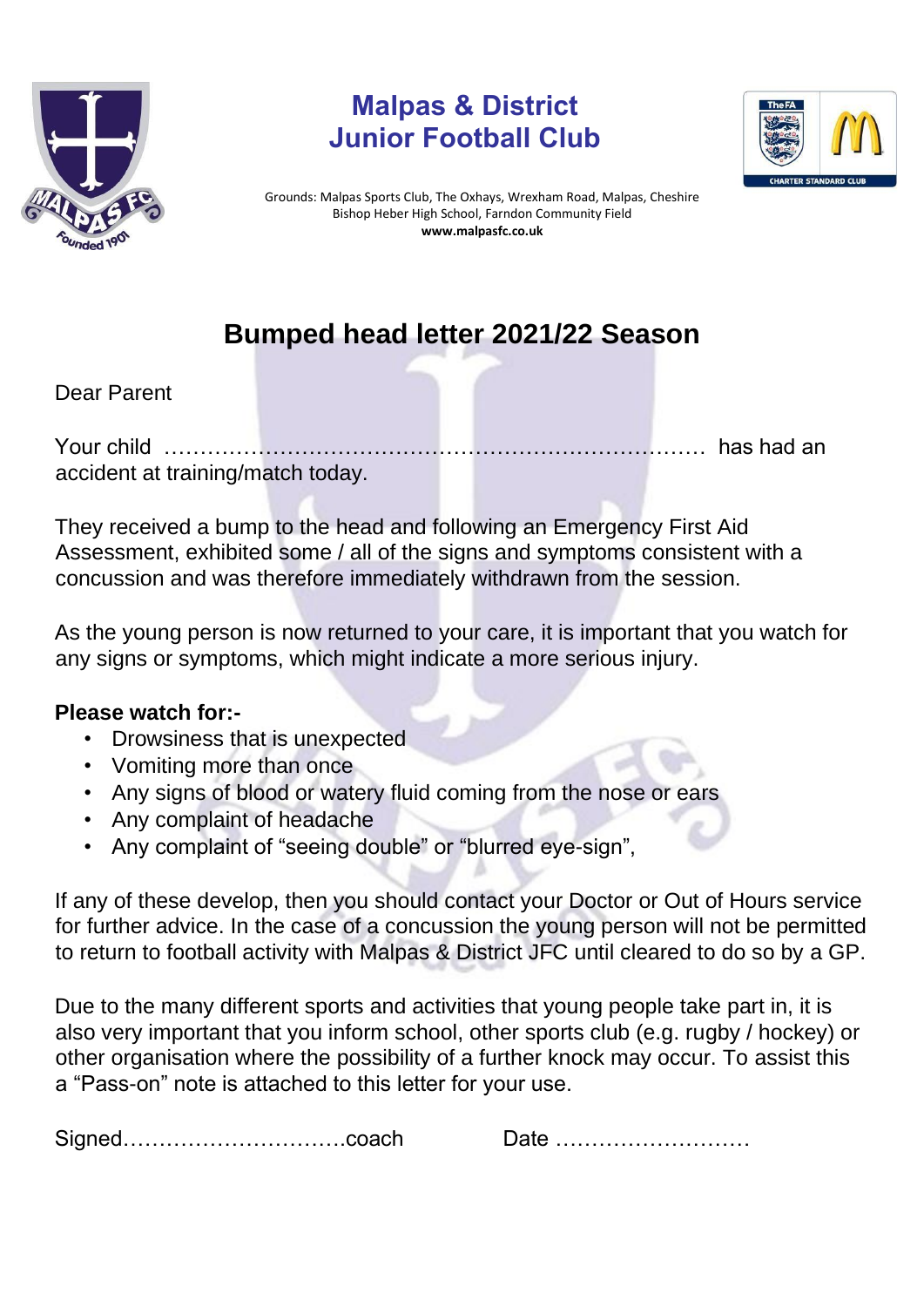# Malpas & District Junior Football Club

Grounds: Malpas Sports Club, The Oxhays, Wrexham Road, Malpas, Cheshire
Bishop Heber High School, Farndon Community Field
**www.malpasfc.co.uk**

## Bumped head letter 2021/22 Season

Dear Parent

Your child ………………………………………………………………… has had an accident at training/match today.

They received a bump to the head and following an Emergency First Aid Assessment, exhibited some / all of the signs and symptoms consistent with a concussion and was therefore immediately withdrawn from the session.

As the young person is now returned to your care, it is important that you watch for any signs or symptoms, which might indicate a more serious injury.

**Please watch for:-**

- Drowsiness that is unexpected
- Vomiting more than once
- Any signs of blood or watery fluid coming from the nose or ears
- Any complaint of headache
- Any complaint of "seeing double" or "blurred eye-sign",

If any of these develop, then you should contact your Doctor or Out of Hours service for further advice. In the case of a concussion the young person will not be permitted to return to football activity with Malpas & District JFC until cleared to do so by a GP.

Due to the many different sports and activities that young people take part in, it is also very important that you inform school, other sports club (e.g. rugby / hockey) or other organisation where the possibility of a further knock may occur. To assist this a "Pass-on" note is attached to this letter for your use.

Signed…………………………coach Date ………………………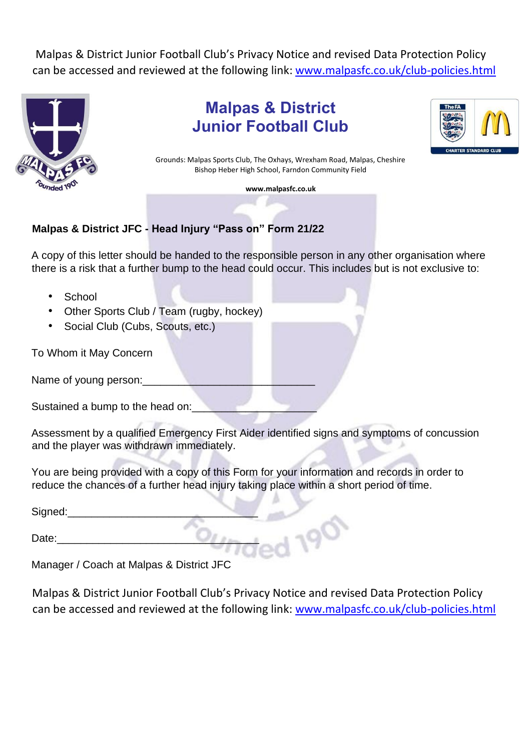Malpas & District Junior Football Club's Privacy Notice and revised Data Protection Policy can be accessed and reviewed at the following link: www.malpasfc.co.uk/club-policies.html

# Malpas & District Junior Football Club

Grounds: Malpas Sports Club, The Oxhays, Wrexham Road, Malpas, Cheshire
Bishop Heber High School, Farndon Community Field

**www.malpasfc.co.uk**

## Malpas & District JFC - Head Injury "Pass on" Form 21/22

A copy of this letter should be handed to the responsible person in any other organisation where there is a risk that a further bump to the head could occur. This includes but is not exclusive to:

- School
- Other Sports Club / Team (rugby, hockey)
- Social Club (Cubs, Scouts, etc.)

To Whom it May Concern

Name of young person:_____________________________

Sustained a bump to the head on:_____________________

Assessment by a qualified Emergency First Aider identified signs and symptoms of concussion and the player was withdrawn immediately.

You are being provided with a copy of this Form for your information and records in order to reduce the chances of a further head injury taking place within a short period of time.

Signed:________________________________

Date:__________________________________

Manager / Coach at Malpas & District JFC

Malpas & District Junior Football Club's Privacy Notice and revised Data Protection Policy can be accessed and reviewed at the following link: www.malpasfc.co.uk/club-policies.html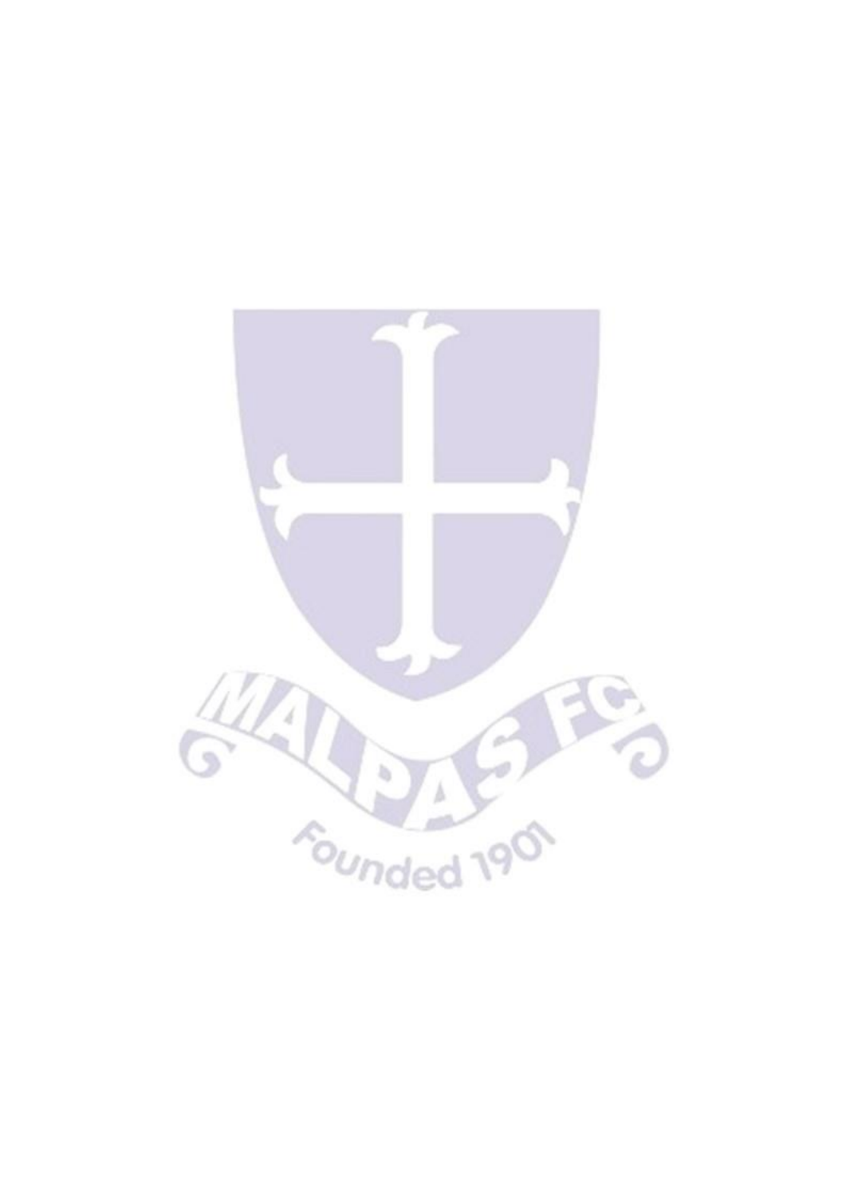MALPAS FC

Founded 1901